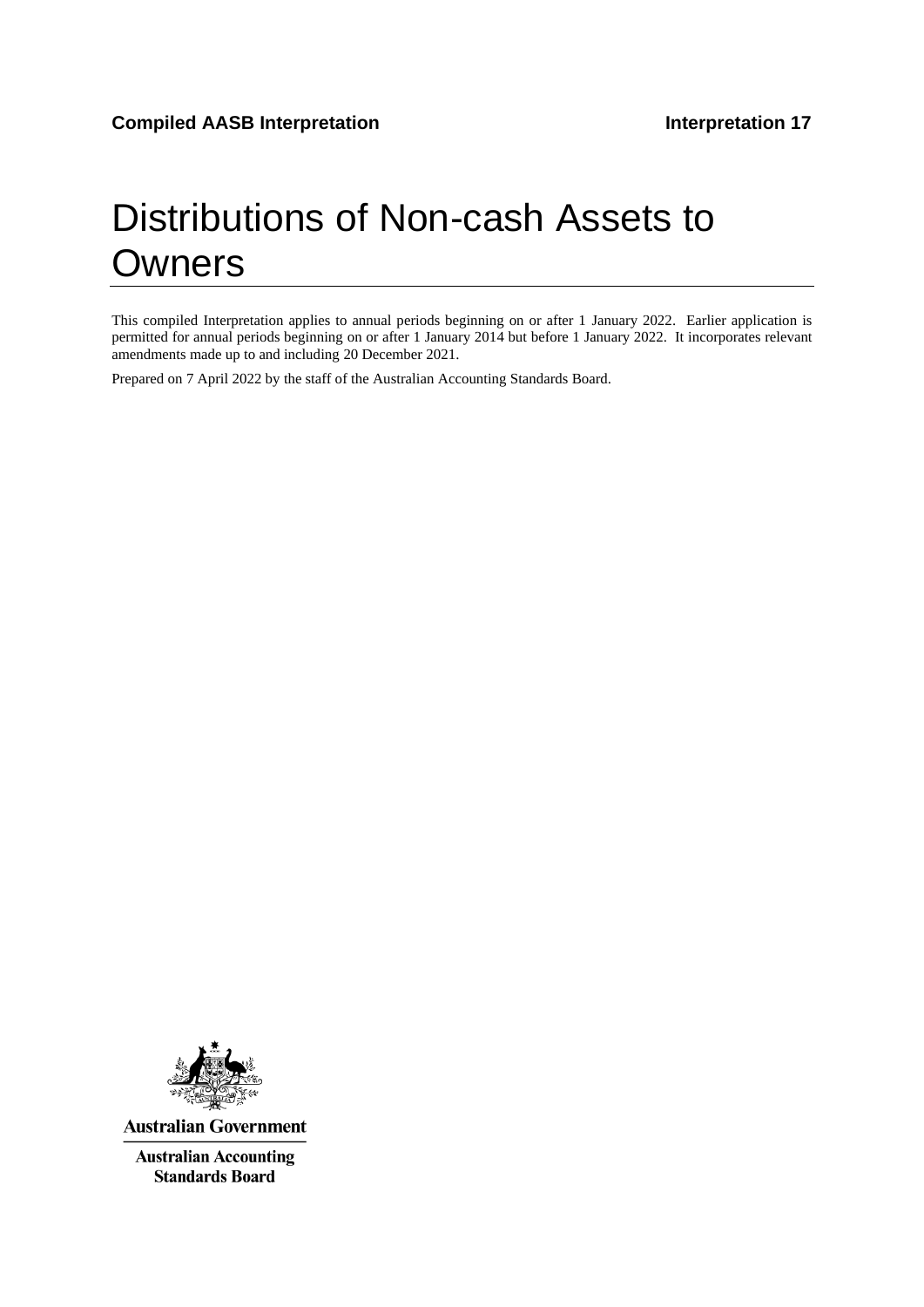**Compiled AASB Interpretation** **Interpretation 17**

# Distributions of Non-cash Assets to Owners

This compiled Interpretation applies to annual periods beginning on or after 1 January 2022. Earlier application is permitted for annual periods beginning on or after 1 January 2014 but before 1 January 2022. It incorporates relevant amendments made up to and including 20 December 2021.

Prepared on 7 April 2022 by the staff of the Australian Accounting Standards Board.

**Australian Government**

**Australian Accounting Standards Board**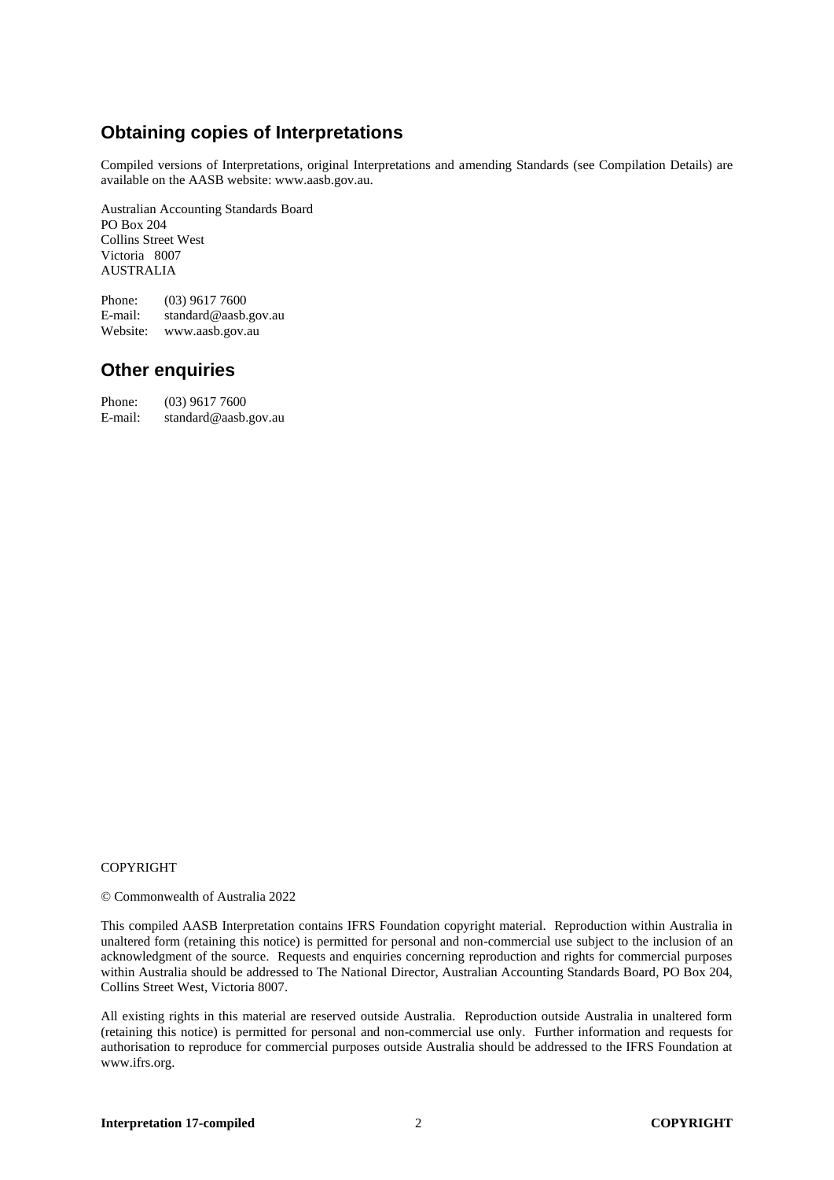## Obtaining copies of Interpretations

Compiled versions of Interpretations, original Interpretations and amending Standards (see Compilation Details) are available on the AASB website: www.aasb.gov.au.

Australian Accounting Standards Board
PO Box 204
Collins Street West
Victoria 8007
AUSTRALIA

Phone: (03) 9617 7600
E-mail: standard@aasb.gov.au
Website: www.aasb.gov.au

## Other enquiries

Phone: (03) 9617 7600
E-mail: standard@aasb.gov.au

COPYRIGHT

© Commonwealth of Australia 2022

This compiled AASB Interpretation contains IFRS Foundation copyright material. Reproduction within Australia in unaltered form (retaining this notice) is permitted for personal and non-commercial use subject to the inclusion of an acknowledgment of the source. Requests and enquiries concerning reproduction and rights for commercial purposes within Australia should be addressed to The National Director, Australian Accounting Standards Board, PO Box 204, Collins Street West, Victoria 8007.

All existing rights in this material are reserved outside Australia. Reproduction outside Australia in unaltered form (retaining this notice) is permitted for personal and non-commercial use only. Further information and requests for authorisation to reproduce for commercial purposes outside Australia should be addressed to the IFRS Foundation at www.ifrs.org.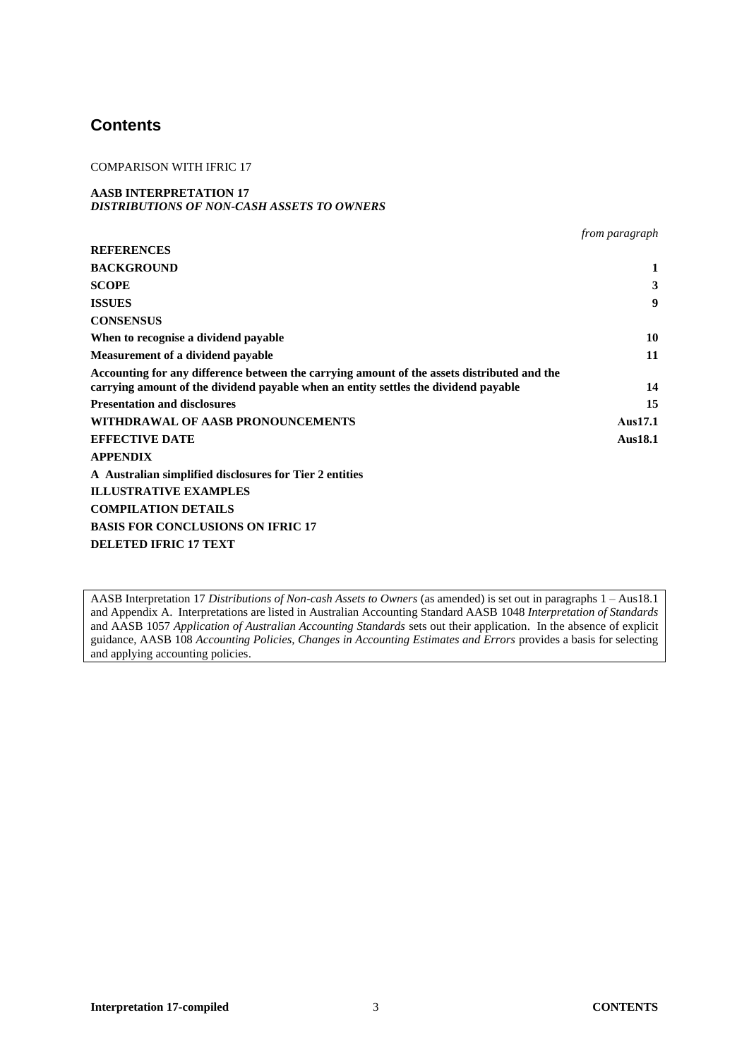# Contents

COMPARISON WITH IFRIC 17

**AASB INTERPRETATION 17**
***DISTRIBUTIONS OF NON-CASH ASSETS TO OWNERS***

| | *from paragraph* |
|---|---|
| **REFERENCES** | |
| **BACKGROUND** | **1** |
| **SCOPE** | **3** |
| **ISSUES** | **9** |
| **CONSENSUS** | |
| **When to recognise a dividend payable** | **10** |
| **Measurement of a dividend payable** | **11** |
| **Accounting for any difference between the carrying amount of the assets distributed and the carrying amount of the dividend payable when an entity settles the dividend payable** | **14** |
| **Presentation and disclosures** | **15** |
| **WITHDRAWAL OF AASB PRONOUNCEMENTS** | **Aus17.1** |
| **EFFECTIVE DATE** | **Aus18.1** |
| **APPENDIX** | |
| **A Australian simplified disclosures for Tier 2 entities** | |
| **ILLUSTRATIVE EXAMPLES** | |
| **COMPILATION DETAILS** | |
| **BASIS FOR CONCLUSIONS ON IFRIC 17** | |
| **DELETED IFRIC 17 TEXT** | |

AASB Interpretation 17 *Distributions of Non-cash Assets to Owners* (as amended) is set out in paragraphs 1 – Aus18.1 and Appendix A. Interpretations are listed in Australian Accounting Standard AASB 1048 *Interpretation of Standards* and AASB 1057 *Application of Australian Accounting Standards* sets out their application. In the absence of explicit guidance, AASB 108 *Accounting Policies, Changes in Accounting Estimates and Errors* provides a basis for selecting and applying accounting policies.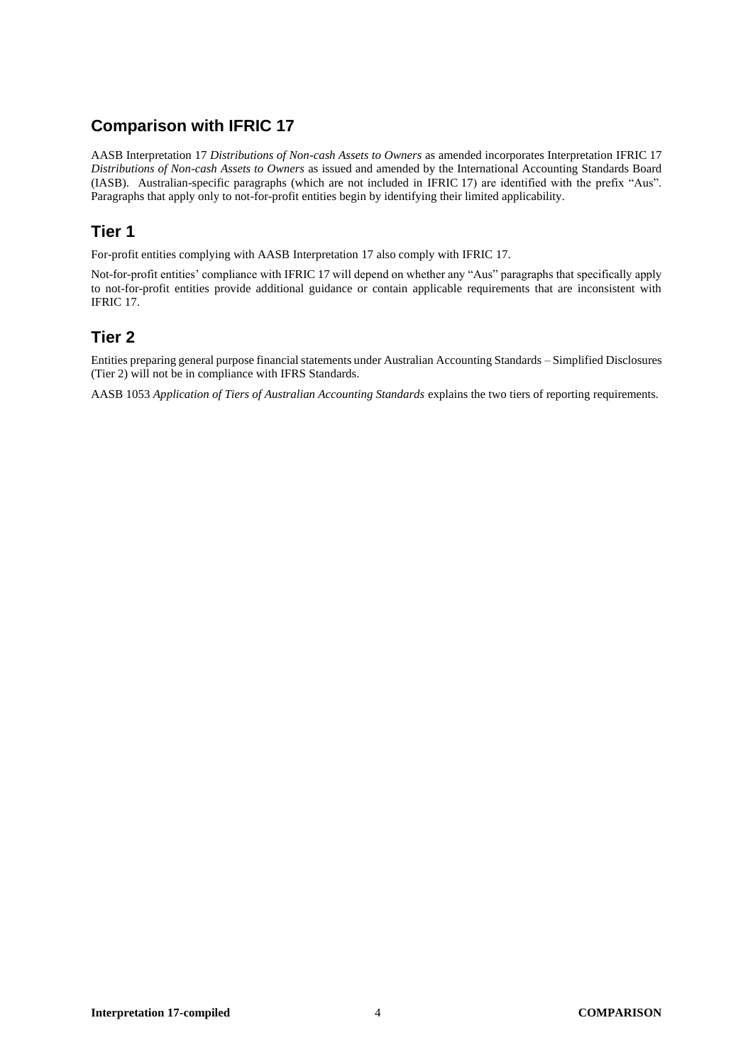## Comparison with IFRIC 17

AASB Interpretation 17 *Distributions of Non-cash Assets to Owners* as amended incorporates Interpretation IFRIC 17 *Distributions of Non-cash Assets to Owners* as issued and amended by the International Accounting Standards Board (IASB). Australian-specific paragraphs (which are not included in IFRIC 17) are identified with the prefix "Aus". Paragraphs that apply only to not-for-profit entities begin by identifying their limited applicability.

## Tier 1

For-profit entities complying with AASB Interpretation 17 also comply with IFRIC 17.

Not-for-profit entities' compliance with IFRIC 17 will depend on whether any "Aus" paragraphs that specifically apply to not-for-profit entities provide additional guidance or contain applicable requirements that are inconsistent with IFRIC 17.

## Tier 2

Entities preparing general purpose financial statements under Australian Accounting Standards – Simplified Disclosures (Tier 2) will not be in compliance with IFRS Standards.

AASB 1053 *Application of Tiers of Australian Accounting Standards* explains the two tiers of reporting requirements.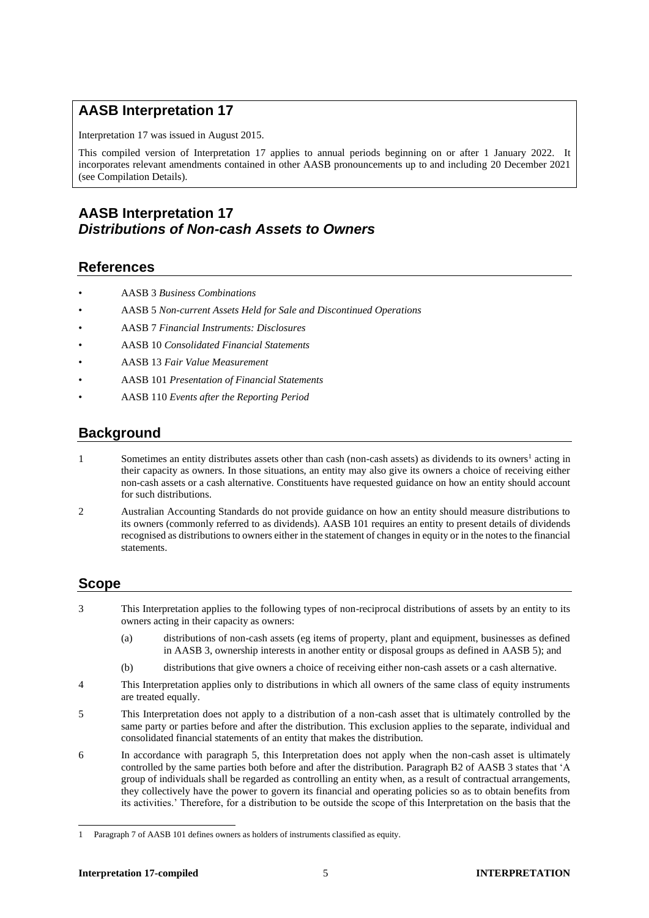## AASB Interpretation 17

Interpretation 17 was issued in August 2015.

This compiled version of Interpretation 17 applies to annual periods beginning on or after 1 January 2022. It incorporates relevant amendments contained in other AASB pronouncements up to and including 20 December 2021 (see Compilation Details).

# AASB Interpretation 17
# *Distributions of Non-cash Assets to Owners*

## References

- AASB 3 *Business Combinations*
- AASB 5 *Non-current Assets Held for Sale and Discontinued Operations*
- AASB 7 *Financial Instruments: Disclosures*
- AASB 10 *Consolidated Financial Statements*
- AASB 13 *Fair Value Measurement*
- AASB 101 *Presentation of Financial Statements*
- AASB 110 *Events after the Reporting Period*

## Background

1 Sometimes an entity distributes assets other than cash (non-cash assets) as dividends to its owners[1] acting in their capacity as owners. In those situations, an entity may also give its owners a choice of receiving either non-cash assets or a cash alternative. Constituents have requested guidance on how an entity should account for such distributions.

2 Australian Accounting Standards do not provide guidance on how an entity should measure distributions to its owners (commonly referred to as dividends). AASB 101 requires an entity to present details of dividends recognised as distributions to owners either in the statement of changes in equity or in the notes to the financial statements.

## Scope

3 This Interpretation applies to the following types of non-reciprocal distributions of assets by an entity to its owners acting in their capacity as owners:

(a) distributions of non-cash assets (eg items of property, plant and equipment, businesses as defined in AASB 3, ownership interests in another entity or disposal groups as defined in AASB 5); and

(b) distributions that give owners a choice of receiving either non-cash assets or a cash alternative.

4 This Interpretation applies only to distributions in which all owners of the same class of equity instruments are treated equally.

5 This Interpretation does not apply to a distribution of a non-cash asset that is ultimately controlled by the same party or parties before and after the distribution. This exclusion applies to the separate, individual and consolidated financial statements of an entity that makes the distribution.

6 In accordance with paragraph 5, this Interpretation does not apply when the non-cash asset is ultimately controlled by the same parties both before and after the distribution. Paragraph B2 of AASB 3 states that 'A group of individuals shall be regarded as controlling an entity when, as a result of contractual arrangements, they collectively have the power to govern its financial and operating policies so as to obtain benefits from its activities.' Therefore, for a distribution to be outside the scope of this Interpretation on the basis that the

---

1 Paragraph 7 of AASB 101 defines owners as holders of instruments classified as equity.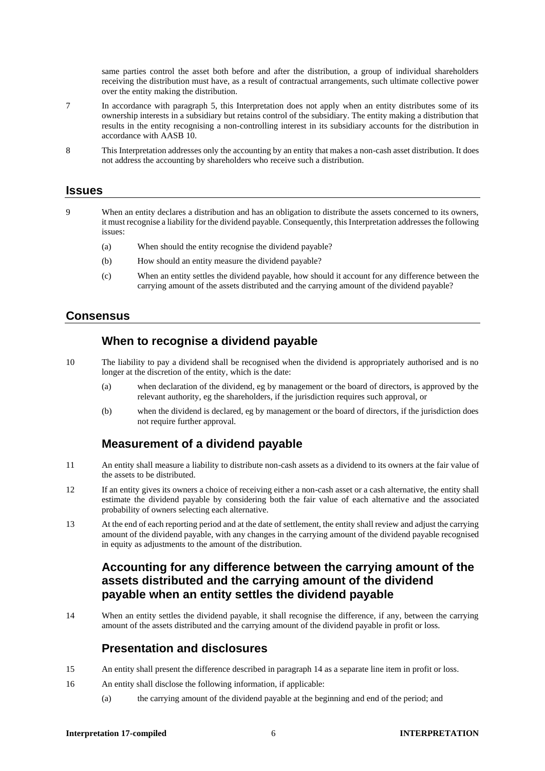same parties control the asset both before and after the distribution, a group of individual shareholders receiving the distribution must have, as a result of contractual arrangements, such ultimate collective power over the entity making the distribution.

7 In accordance with paragraph 5, this Interpretation does not apply when an entity distributes some of its ownership interests in a subsidiary but retains control of the subsidiary. The entity making a distribution that results in the entity recognising a non-controlling interest in its subsidiary accounts for the distribution in accordance with AASB 10.

8 This Interpretation addresses only the accounting by an entity that makes a non-cash asset distribution. It does not address the accounting by shareholders who receive such a distribution.

## Issues

9 When an entity declares a distribution and has an obligation to distribute the assets concerned to its owners, it must recognise a liability for the dividend payable. Consequently, this Interpretation addresses the following issues:

(a) When should the entity recognise the dividend payable?

(b) How should an entity measure the dividend payable?

(c) When an entity settles the dividend payable, how should it account for any difference between the carrying amount of the assets distributed and the carrying amount of the dividend payable?

## Consensus

### When to recognise a dividend payable

10 The liability to pay a dividend shall be recognised when the dividend is appropriately authorised and is no longer at the discretion of the entity, which is the date:

(a) when declaration of the dividend, eg by management or the board of directors, is approved by the relevant authority, eg the shareholders, if the jurisdiction requires such approval, or

(b) when the dividend is declared, eg by management or the board of directors, if the jurisdiction does not require further approval.

### Measurement of a dividend payable

11 An entity shall measure a liability to distribute non-cash assets as a dividend to its owners at the fair value of the assets to be distributed.

12 If an entity gives its owners a choice of receiving either a non-cash asset or a cash alternative, the entity shall estimate the dividend payable by considering both the fair value of each alternative and the associated probability of owners selecting each alternative.

13 At the end of each reporting period and at the date of settlement, the entity shall review and adjust the carrying amount of the dividend payable, with any changes in the carrying amount of the dividend payable recognised in equity as adjustments to the amount of the distribution.

### Accounting for any difference between the carrying amount of the assets distributed and the carrying amount of the dividend payable when an entity settles the dividend payable

14 When an entity settles the dividend payable, it shall recognise the difference, if any, between the carrying amount of the assets distributed and the carrying amount of the dividend payable in profit or loss.

### Presentation and disclosures

15 An entity shall present the difference described in paragraph 14 as a separate line item in profit or loss.

16 An entity shall disclose the following information, if applicable:

(a) the carrying amount of the dividend payable at the beginning and end of the period; and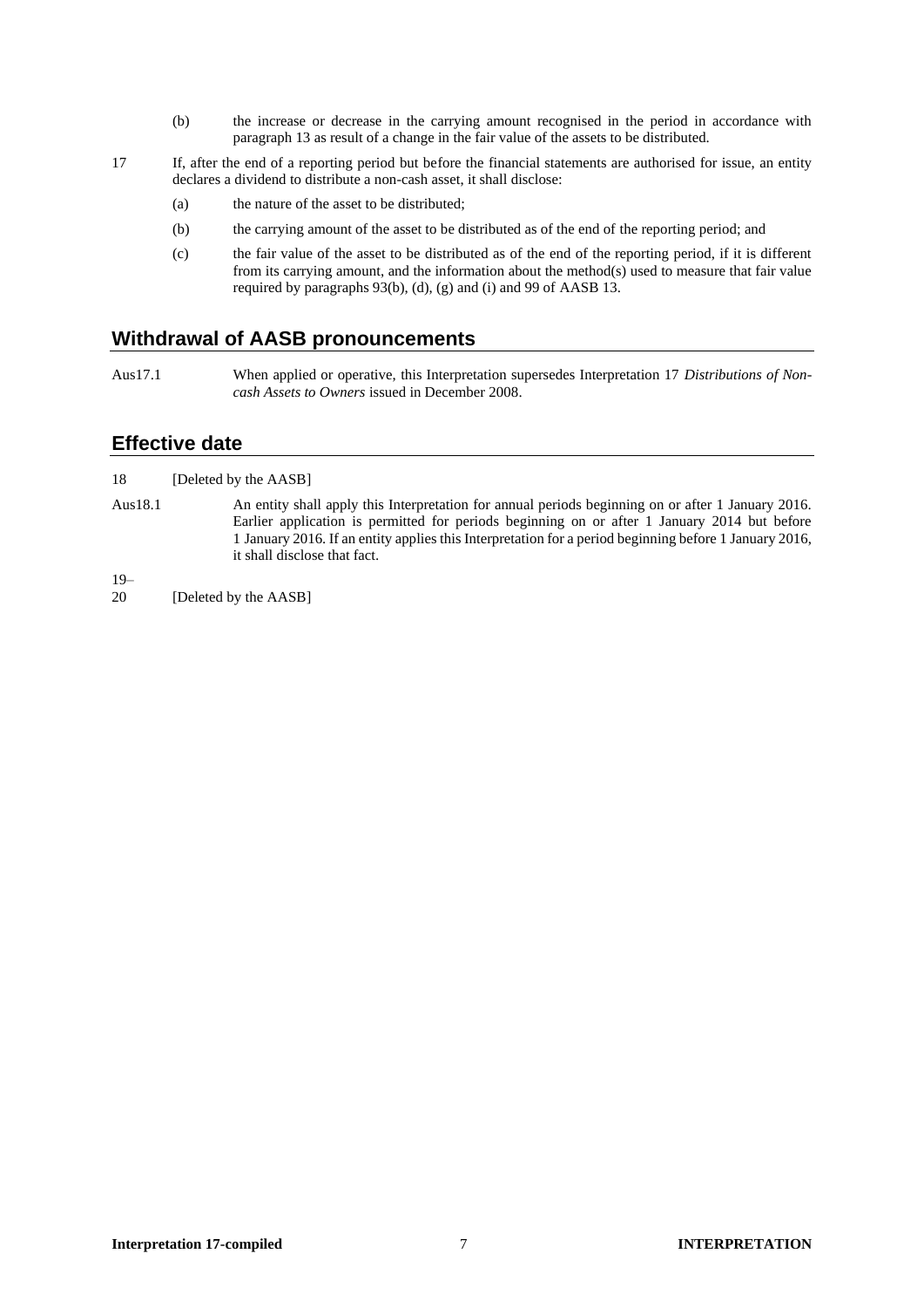(b) the increase or decrease in the carrying amount recognised in the period in accordance with paragraph 13 as result of a change in the fair value of the assets to be distributed.

17 If, after the end of a reporting period but before the financial statements are authorised for issue, an entity declares a dividend to distribute a non-cash asset, it shall disclose:

(a) the nature of the asset to be distributed;

(b) the carrying amount of the asset to be distributed as of the end of the reporting period; and

(c) the fair value of the asset to be distributed as of the end of the reporting period, if it is different from its carrying amount, and the information about the method(s) used to measure that fair value required by paragraphs 93(b), (d), (g) and (i) and 99 of AASB 13.

## Withdrawal of AASB pronouncements

Aus17.1 When applied or operative, this Interpretation supersedes Interpretation 17 *Distributions of Non-cash Assets to Owners* issued in December 2008.

## Effective date

18 [Deleted by the AASB]

Aus18.1 An entity shall apply this Interpretation for annual periods beginning on or after 1 January 2016. Earlier application is permitted for periods beginning on or after 1 January 2014 but before 1 January 2016. If an entity applies this Interpretation for a period beginning before 1 January 2016, it shall disclose that fact.

19–20 [Deleted by the AASB]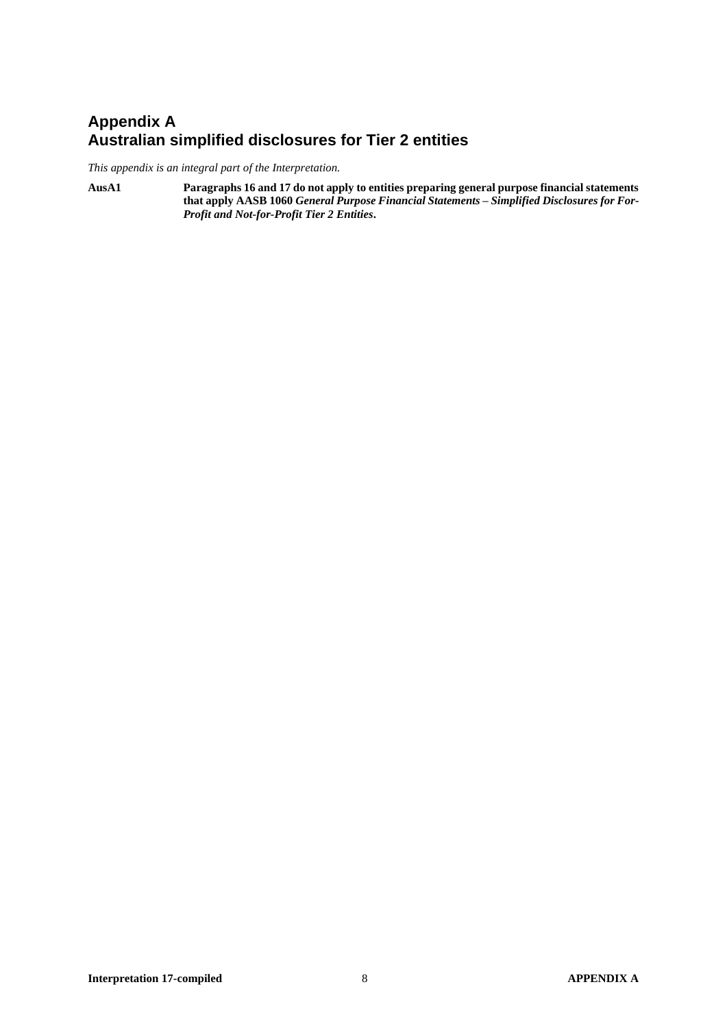# Appendix A
# Australian simplified disclosures for Tier 2 entities

*This appendix is an integral part of the Interpretation.*

**AusA1** **Paragraphs 16 and 17 do not apply to entities preparing general purpose financial statements that apply AASB 1060 *General Purpose Financial Statements – Simplified Disclosures for For-Profit and Not-for-Profit Tier 2 Entities*.**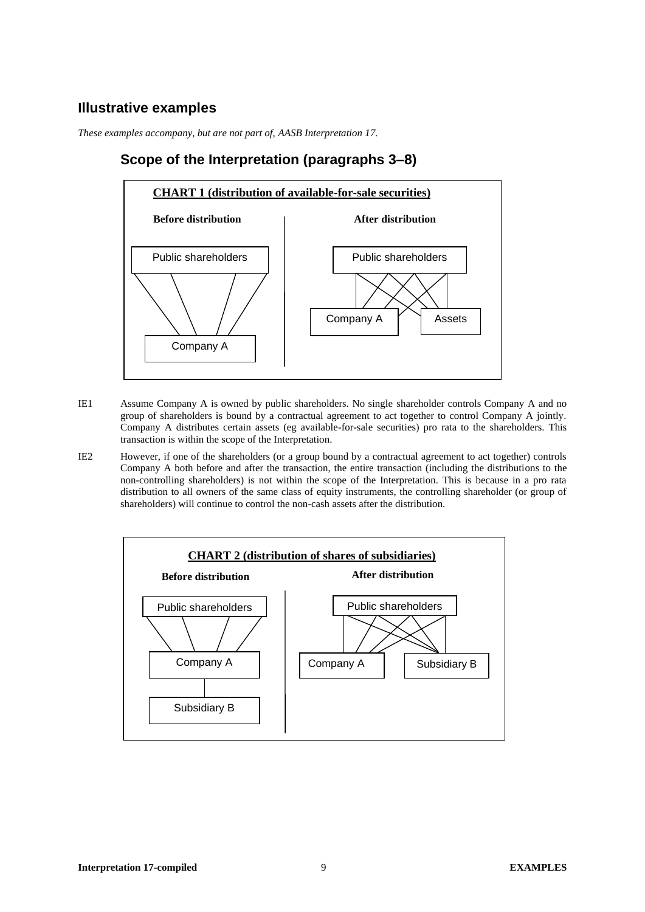## Illustrative examples

*These examples accompany, but are not part of, AASB Interpretation 17.*

### Scope of the Interpretation (paragraphs 3–8)

**CHART 1 (distribution of available-for-sale securities)**

**Before distribution**

Public shareholders

Company A

**After distribution**

Public shareholders

Company A

Assets

IE1 Assume Company A is owned by public shareholders. No single shareholder controls Company A and no group of shareholders is bound by a contractual agreement to act together to control Company A jointly. Company A distributes certain assets (eg available-for-sale securities) pro rata to the shareholders. This transaction is within the scope of the Interpretation.

IE2 However, if one of the shareholders (or a group bound by a contractual agreement to act together) controls Company A both before and after the transaction, the entire transaction (including the distributions to the non-controlling shareholders) is not within the scope of the Interpretation. This is because in a pro rata distribution to all owners of the same class of equity instruments, the controlling shareholder (or group of shareholders) will continue to control the non-cash assets after the distribution.

**CHART 2 (distribution of shares of subsidiaries)**

**Before distribution**

Public shareholders

Company A

Subsidiary B

**After distribution**

Public shareholders

Company A

Subsidiary B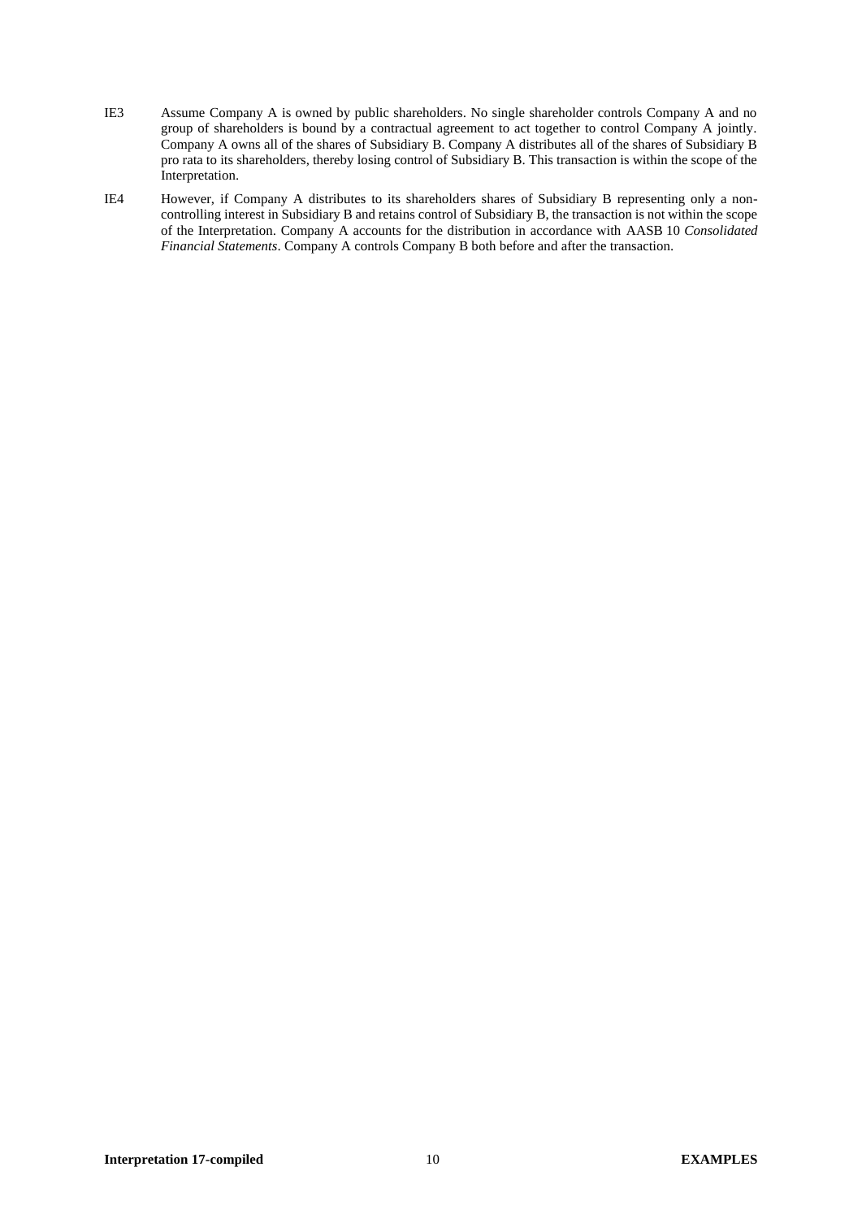IE3 Assume Company A is owned by public shareholders. No single shareholder controls Company A and no group of shareholders is bound by a contractual agreement to act together to control Company A jointly. Company A owns all of the shares of Subsidiary B. Company A distributes all of the shares of Subsidiary B pro rata to its shareholders, thereby losing control of Subsidiary B. This transaction is within the scope of the Interpretation.

IE4 However, if Company A distributes to its shareholders shares of Subsidiary B representing only a non-controlling interest in Subsidiary B and retains control of Subsidiary B, the transaction is not within the scope of the Interpretation. Company A accounts for the distribution in accordance with AASB 10 *Consolidated Financial Statements*. Company A controls Company B both before and after the transaction.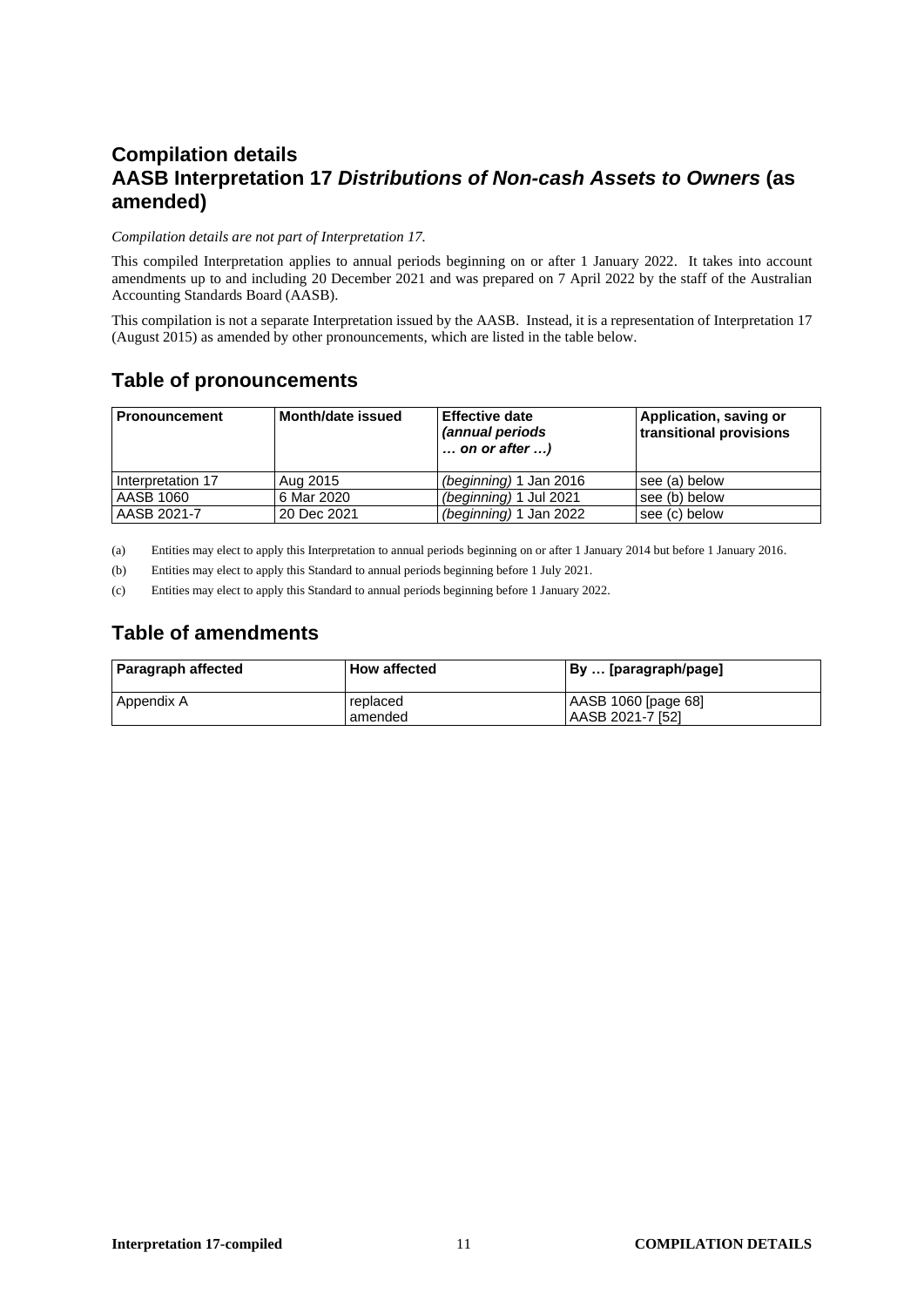# Compilation details

# AASB Interpretation 17 *Distributions of Non-cash Assets to Owners* (as amended)

*Compilation details are not part of Interpretation 17.*

This compiled Interpretation applies to annual periods beginning on or after 1 January 2022. It takes into account amendments up to and including 20 December 2021 and was prepared on 7 April 2022 by the staff of the Australian Accounting Standards Board (AASB).

This compilation is not a separate Interpretation issued by the AASB. Instead, it is a representation of Interpretation 17 (August 2015) as amended by other pronouncements, which are listed in the table below.

## Table of pronouncements

| Pronouncement | Month/date issued | Effective date *(annual periods … on or after …)* | Application, saving or transitional provisions |
|---|---|---|---|
| Interpretation 17 | Aug 2015 | *(beginning)* 1 Jan 2016 | see (a) below |
| AASB 1060 | 6 Mar 2020 | *(beginning)* 1 Jul 2021 | see (b) below |
| AASB 2021-7 | 20 Dec 2021 | *(beginning)* 1 Jan 2022 | see (c) below |

(a) Entities may elect to apply this Interpretation to annual periods beginning on or after 1 January 2014 but before 1 January 2016.

(b) Entities may elect to apply this Standard to annual periods beginning before 1 July 2021.

(c) Entities may elect to apply this Standard to annual periods beginning before 1 January 2022.

## Table of amendments

| Paragraph affected | How affected | By … [paragraph/page] |
|---|---|---|
| Appendix A | replaced<br>amended | AASB 1060 [page 68]<br>AASB 2021-7 [52] |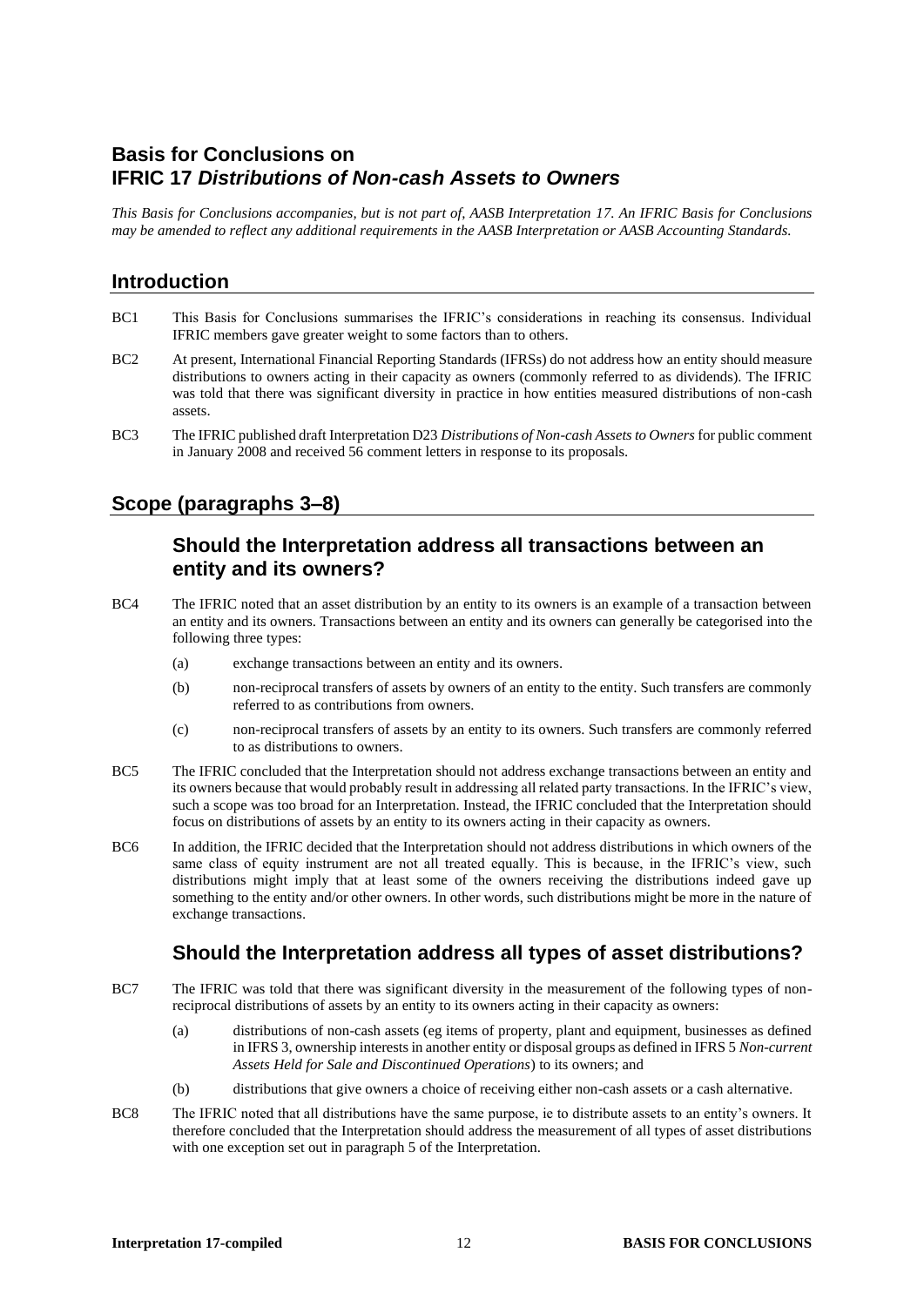## Basis for Conclusions on IFRIC 17 *Distributions of Non-cash Assets to Owners*

*This Basis for Conclusions accompanies, but is not part of, AASB Interpretation 17. An IFRIC Basis for Conclusions may be amended to reflect any additional requirements in the AASB Interpretation or AASB Accounting Standards.*

## Introduction

BC1 This Basis for Conclusions summarises the IFRIC's considerations in reaching its consensus. Individual IFRIC members gave greater weight to some factors than to others.

BC2 At present, International Financial Reporting Standards (IFRSs) do not address how an entity should measure distributions to owners acting in their capacity as owners (commonly referred to as dividends). The IFRIC was told that there was significant diversity in practice in how entities measured distributions of non-cash assets.

BC3 The IFRIC published draft Interpretation D23 *Distributions of Non-cash Assets to Owners* for public comment in January 2008 and received 56 comment letters in response to its proposals.

## Scope (paragraphs 3–8)

### Should the Interpretation address all transactions between an entity and its owners?

BC4 The IFRIC noted that an asset distribution by an entity to its owners is an example of a transaction between an entity and its owners. Transactions between an entity and its owners can generally be categorised into the following three types:

(a) exchange transactions between an entity and its owners.

(b) non-reciprocal transfers of assets by owners of an entity to the entity. Such transfers are commonly referred to as contributions from owners.

(c) non-reciprocal transfers of assets by an entity to its owners. Such transfers are commonly referred to as distributions to owners.

BC5 The IFRIC concluded that the Interpretation should not address exchange transactions between an entity and its owners because that would probably result in addressing all related party transactions. In the IFRIC's view, such a scope was too broad for an Interpretation. Instead, the IFRIC concluded that the Interpretation should focus on distributions of assets by an entity to its owners acting in their capacity as owners.

BC6 In addition, the IFRIC decided that the Interpretation should not address distributions in which owners of the same class of equity instrument are not all treated equally. This is because, in the IFRIC's view, such distributions might imply that at least some of the owners receiving the distributions indeed gave up something to the entity and/or other owners. In other words, such distributions might be more in the nature of exchange transactions.

### Should the Interpretation address all types of asset distributions?

BC7 The IFRIC was told that there was significant diversity in the measurement of the following types of non-reciprocal distributions of assets by an entity to its owners acting in their capacity as owners:

(a) distributions of non-cash assets (eg items of property, plant and equipment, businesses as defined in IFRS 3, ownership interests in another entity or disposal groups as defined in IFRS 5 *Non-current Assets Held for Sale and Discontinued Operations*) to its owners; and

(b) distributions that give owners a choice of receiving either non-cash assets or a cash alternative.

BC8 The IFRIC noted that all distributions have the same purpose, ie to distribute assets to an entity's owners. It therefore concluded that the Interpretation should address the measurement of all types of asset distributions with one exception set out in paragraph 5 of the Interpretation.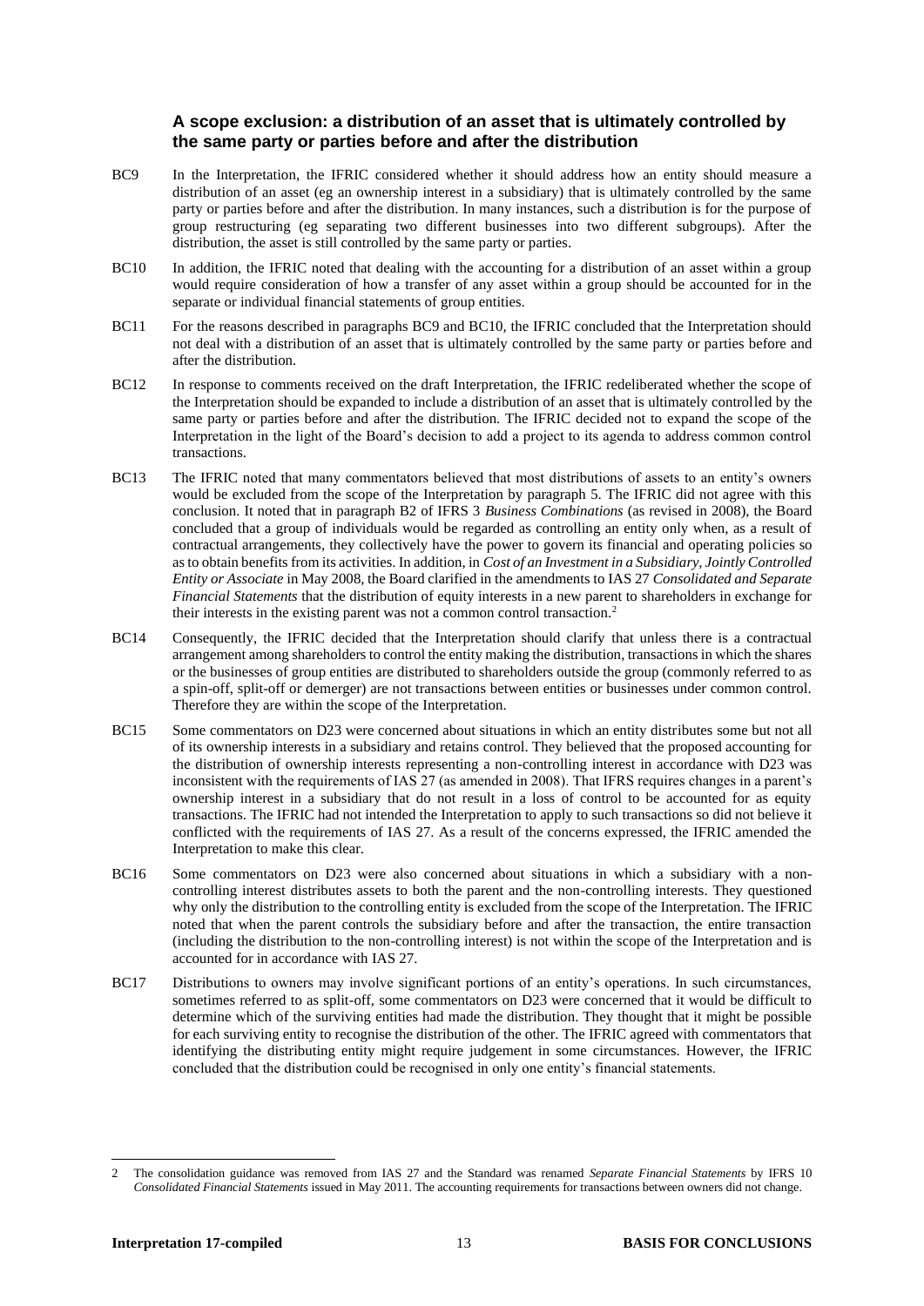### A scope exclusion: a distribution of an asset that is ultimately controlled by the same party or parties before and after the distribution

BC9 In the Interpretation, the IFRIC considered whether it should address how an entity should measure a distribution of an asset (eg an ownership interest in a subsidiary) that is ultimately controlled by the same party or parties before and after the distribution. In many instances, such a distribution is for the purpose of group restructuring (eg separating two different businesses into two different subgroups). After the distribution, the asset is still controlled by the same party or parties.

BC10 In addition, the IFRIC noted that dealing with the accounting for a distribution of an asset within a group would require consideration of how a transfer of any asset within a group should be accounted for in the separate or individual financial statements of group entities.

BC11 For the reasons described in paragraphs BC9 and BC10, the IFRIC concluded that the Interpretation should not deal with a distribution of an asset that is ultimately controlled by the same party or parties before and after the distribution.

BC12 In response to comments received on the draft Interpretation, the IFRIC redeliberated whether the scope of the Interpretation should be expanded to include a distribution of an asset that is ultimately controlled by the same party or parties before and after the distribution. The IFRIC decided not to expand the scope of the Interpretation in the light of the Board's decision to add a project to its agenda to address common control transactions.

BC13 The IFRIC noted that many commentators believed that most distributions of assets to an entity's owners would be excluded from the scope of the Interpretation by paragraph 5. The IFRIC did not agree with this conclusion. It noted that in paragraph B2 of IFRS 3 *Business Combinations* (as revised in 2008), the Board concluded that a group of individuals would be regarded as controlling an entity only when, as a result of contractual arrangements, they collectively have the power to govern its financial and operating policies so as to obtain benefits from its activities. In addition, in *Cost of an Investment in a Subsidiary, Jointly Controlled Entity or Associate* in May 2008, the Board clarified in the amendments to IAS 27 *Consolidated and Separate Financial Statements* that the distribution of equity interests in a new parent to shareholders in exchange for their interests in the existing parent was not a common control transaction.[2]

BC14 Consequently, the IFRIC decided that the Interpretation should clarify that unless there is a contractual arrangement among shareholders to control the entity making the distribution, transactions in which the shares or the businesses of group entities are distributed to shareholders outside the group (commonly referred to as a spin-off, split-off or demerger) are not transactions between entities or businesses under common control. Therefore they are within the scope of the Interpretation.

BC15 Some commentators on D23 were concerned about situations in which an entity distributes some but not all of its ownership interests in a subsidiary and retains control. They believed that the proposed accounting for the distribution of ownership interests representing a non-controlling interest in accordance with D23 was inconsistent with the requirements of IAS 27 (as amended in 2008). That IFRS requires changes in a parent's ownership interest in a subsidiary that do not result in a loss of control to be accounted for as equity transactions. The IFRIC had not intended the Interpretation to apply to such transactions so did not believe it conflicted with the requirements of IAS 27. As a result of the concerns expressed, the IFRIC amended the Interpretation to make this clear.

BC16 Some commentators on D23 were also concerned about situations in which a subsidiary with a non-controlling interest distributes assets to both the parent and the non-controlling interests. They questioned why only the distribution to the controlling entity is excluded from the scope of the Interpretation. The IFRIC noted that when the parent controls the subsidiary before and after the transaction, the entire transaction (including the distribution to the non-controlling interest) is not within the scope of the Interpretation and is accounted for in accordance with IAS 27.

BC17 Distributions to owners may involve significant portions of an entity's operations. In such circumstances, sometimes referred to as split-off, some commentators on D23 were concerned that it would be difficult to determine which of the surviving entities had made the distribution. They thought that it might be possible for each surviving entity to recognise the distribution of the other. The IFRIC agreed with commentators that identifying the distributing entity might require judgement in some circumstances. However, the IFRIC concluded that the distribution could be recognised in only one entity's financial statements.

---

[2] The consolidation guidance was removed from IAS 27 and the Standard was renamed *Separate Financial Statements* by IFRS 10 *Consolidated Financial Statements* issued in May 2011. The accounting requirements for transactions between owners did not change.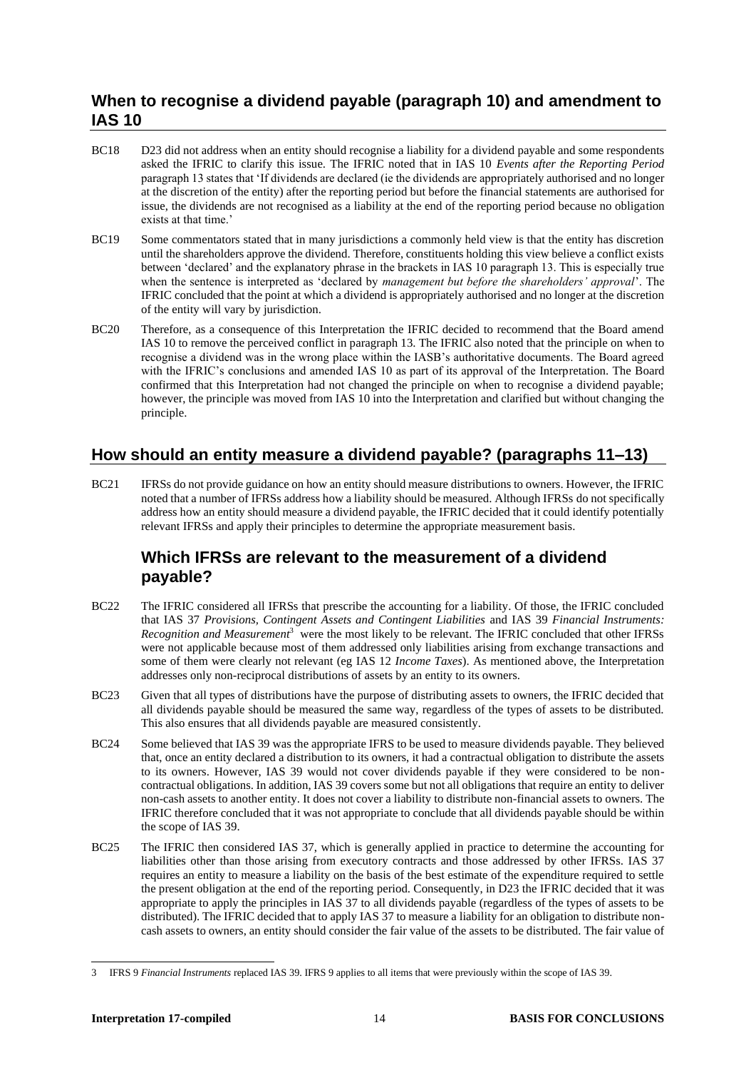## When to recognise a dividend payable (paragraph 10) and amendment to IAS 10

BC18 D23 did not address when an entity should recognise a liability for a dividend payable and some respondents asked the IFRIC to clarify this issue. The IFRIC noted that in IAS 10 *Events after the Reporting Period* paragraph 13 states that 'If dividends are declared (ie the dividends are appropriately authorised and no longer at the discretion of the entity) after the reporting period but before the financial statements are authorised for issue, the dividends are not recognised as a liability at the end of the reporting period because no obligation exists at that time.'

BC19 Some commentators stated that in many jurisdictions a commonly held view is that the entity has discretion until the shareholders approve the dividend. Therefore, constituents holding this view believe a conflict exists between 'declared' and the explanatory phrase in the brackets in IAS 10 paragraph 13. This is especially true when the sentence is interpreted as 'declared by *management but before the shareholders' approval*'. The IFRIC concluded that the point at which a dividend is appropriately authorised and no longer at the discretion of the entity will vary by jurisdiction.

BC20 Therefore, as a consequence of this Interpretation the IFRIC decided to recommend that the Board amend IAS 10 to remove the perceived conflict in paragraph 13. The IFRIC also noted that the principle on when to recognise a dividend was in the wrong place within the IASB's authoritative documents. The Board agreed with the IFRIC's conclusions and amended IAS 10 as part of its approval of the Interpretation. The Board confirmed that this Interpretation had not changed the principle on when to recognise a dividend payable; however, the principle was moved from IAS 10 into the Interpretation and clarified but without changing the principle.

## How should an entity measure a dividend payable? (paragraphs 11–13)

BC21 IFRSs do not provide guidance on how an entity should measure distributions to owners. However, the IFRIC noted that a number of IFRSs address how a liability should be measured. Although IFRSs do not specifically address how an entity should measure a dividend payable, the IFRIC decided that it could identify potentially relevant IFRSs and apply their principles to determine the appropriate measurement basis.

### Which IFRSs are relevant to the measurement of a dividend payable?

BC22 The IFRIC considered all IFRSs that prescribe the accounting for a liability. Of those, the IFRIC concluded that IAS 37 *Provisions, Contingent Assets and Contingent Liabilities* and IAS 39 *Financial Instruments: Recognition and Measurement*[3] were the most likely to be relevant. The IFRIC concluded that other IFRSs were not applicable because most of them addressed only liabilities arising from exchange transactions and some of them were clearly not relevant (eg IAS 12 *Income Taxes*). As mentioned above, the Interpretation addresses only non-reciprocal distributions of assets by an entity to its owners.

BC23 Given that all types of distributions have the purpose of distributing assets to owners, the IFRIC decided that all dividends payable should be measured the same way, regardless of the types of assets to be distributed. This also ensures that all dividends payable are measured consistently.

BC24 Some believed that IAS 39 was the appropriate IFRS to be used to measure dividends payable. They believed that, once an entity declared a distribution to its owners, it had a contractual obligation to distribute the assets to its owners. However, IAS 39 would not cover dividends payable if they were considered to be non-contractual obligations. In addition, IAS 39 covers some but not all obligations that require an entity to deliver non-cash assets to another entity. It does not cover a liability to distribute non-financial assets to owners. The IFRIC therefore concluded that it was not appropriate to conclude that all dividends payable should be within the scope of IAS 39.

BC25 The IFRIC then considered IAS 37, which is generally applied in practice to determine the accounting for liabilities other than those arising from executory contracts and those addressed by other IFRSs. IAS 37 requires an entity to measure a liability on the basis of the best estimate of the expenditure required to settle the present obligation at the end of the reporting period. Consequently, in D23 the IFRIC decided that it was appropriate to apply the principles in IAS 37 to all dividends payable (regardless of the types of assets to be distributed). The IFRIC decided that to apply IAS 37 to measure a liability for an obligation to distribute non-cash assets to owners, an entity should consider the fair value of the assets to be distributed. The fair value of

3 IFRS 9 *Financial Instruments* replaced IAS 39. IFRS 9 applies to all items that were previously within the scope of IAS 39.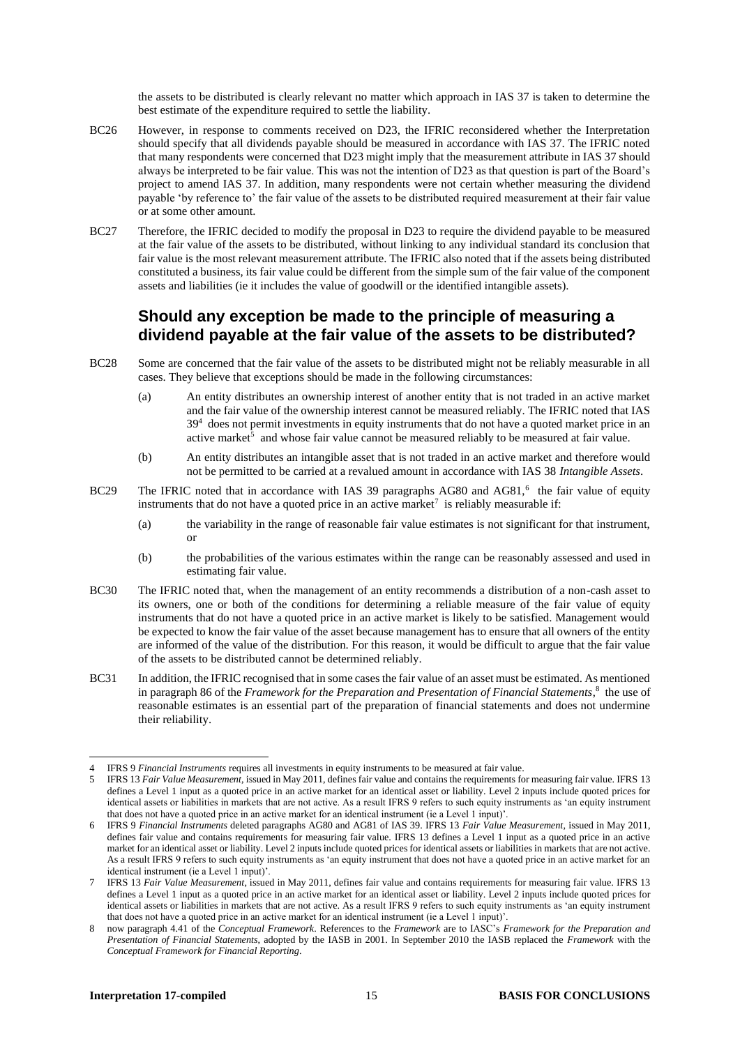the assets to be distributed is clearly relevant no matter which approach in IAS 37 is taken to determine the best estimate of the expenditure required to settle the liability.

BC26 However, in response to comments received on D23, the IFRIC reconsidered whether the Interpretation should specify that all dividends payable should be measured in accordance with IAS 37. The IFRIC noted that many respondents were concerned that D23 might imply that the measurement attribute in IAS 37 should always be interpreted to be fair value. This was not the intention of D23 as that question is part of the Board's project to amend IAS 37. In addition, many respondents were not certain whether measuring the dividend payable 'by reference to' the fair value of the assets to be distributed required measurement at their fair value or at some other amount.

BC27 Therefore, the IFRIC decided to modify the proposal in D23 to require the dividend payable to be measured at the fair value of the assets to be distributed, without linking to any individual standard its conclusion that fair value is the most relevant measurement attribute. The IFRIC also noted that if the assets being distributed constituted a business, its fair value could be different from the simple sum of the fair value of the component assets and liabilities (ie it includes the value of goodwill or the identified intangible assets).

## Should any exception be made to the principle of measuring a dividend payable at the fair value of the assets to be distributed?

BC28 Some are concerned that the fair value of the assets to be distributed might not be reliably measurable in all cases. They believe that exceptions should be made in the following circumstances:

(a) An entity distributes an ownership interest of another entity that is not traded in an active market and the fair value of the ownership interest cannot be measured reliably. The IFRIC noted that IAS 39[4] does not permit investments in equity instruments that do not have a quoted market price in an active market[5] and whose fair value cannot be measured reliably to be measured at fair value.

(b) An entity distributes an intangible asset that is not traded in an active market and therefore would not be permitted to be carried at a revalued amount in accordance with IAS 38 *Intangible Assets*.

BC29 The IFRIC noted that in accordance with IAS 39 paragraphs AG80 and AG81,[6] the fair value of equity instruments that do not have a quoted price in an active market[7] is reliably measurable if:

(a) the variability in the range of reasonable fair value estimates is not significant for that instrument, or

(b) the probabilities of the various estimates within the range can be reasonably assessed and used in estimating fair value.

BC30 The IFRIC noted that, when the management of an entity recommends a distribution of a non-cash asset to its owners, one or both of the conditions for determining a reliable measure of the fair value of equity instruments that do not have a quoted price in an active market is likely to be satisfied. Management would be expected to know the fair value of the asset because management has to ensure that all owners of the entity are informed of the value of the distribution. For this reason, it would be difficult to argue that the fair value of the assets to be distributed cannot be determined reliably.

BC31 In addition, the IFRIC recognised that in some cases the fair value of an asset must be estimated. As mentioned in paragraph 86 of the *Framework for the Preparation and Presentation of Financial Statements*,[8] the use of reasonable estimates is an essential part of the preparation of financial statements and does not undermine their reliability.

---

4 IFRS 9 *Financial Instruments* requires all investments in equity instruments to be measured at fair value.

5 IFRS 13 *Fair Value Measurement*, issued in May 2011, defines fair value and contains the requirements for measuring fair value. IFRS 13 defines a Level 1 input as a quoted price in an active market for an identical asset or liability. Level 2 inputs include quoted prices for identical assets or liabilities in markets that are not active. As a result IFRS 9 refers to such equity instruments as 'an equity instrument that does not have a quoted price in an active market for an identical instrument (ie a Level 1 input)'.

6 IFRS 9 *Financial Instruments* deleted paragraphs AG80 and AG81 of IAS 39. IFRS 13 *Fair Value Measurement*, issued in May 2011, defines fair value and contains requirements for measuring fair value. IFRS 13 defines a Level 1 input as a quoted price in an active market for an identical asset or liability. Level 2 inputs include quoted prices for identical assets or liabilities in markets that are not active. As a result IFRS 9 refers to such equity instruments as 'an equity instrument that does not have a quoted price in an active market for an identical instrument (ie a Level 1 input)'.

7 IFRS 13 *Fair Value Measurement*, issued in May 2011, defines fair value and contains requirements for measuring fair value. IFRS 13 defines a Level 1 input as a quoted price in an active market for an identical asset or liability. Level 2 inputs include quoted prices for identical assets or liabilities in markets that are not active. As a result IFRS 9 refers to such equity instruments as 'an equity instrument that does not have a quoted price in an active market for an identical instrument (ie a Level 1 input)'.

8 now paragraph 4.41 of the *Conceptual Framework*. References to the *Framework* are to IASC's *Framework for the Preparation and Presentation of Financial Statements*, adopted by the IASB in 2001. In September 2010 the IASB replaced the *Framework* with the *Conceptual Framework for Financial Reporting*.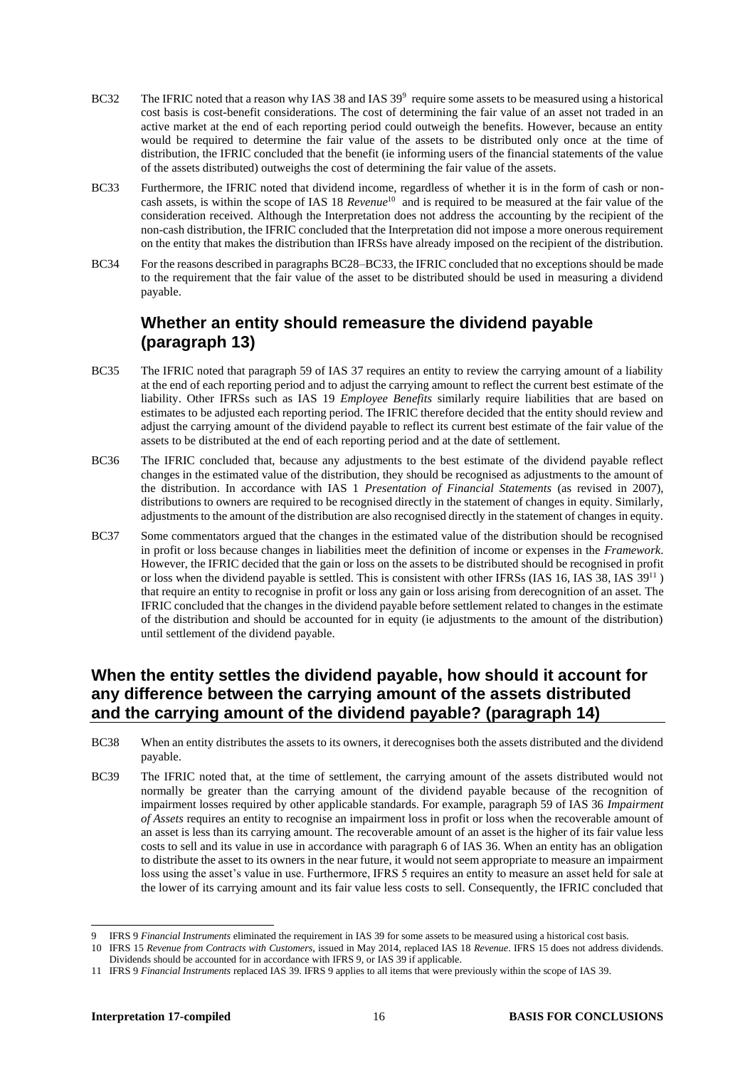BC32 The IFRIC noted that a reason why IAS 38 and IAS 39[9] require some assets to be measured using a historical cost basis is cost-benefit considerations. The cost of determining the fair value of an asset not traded in an active market at the end of each reporting period could outweigh the benefits. However, because an entity would be required to determine the fair value of the assets to be distributed only once at the time of distribution, the IFRIC concluded that the benefit (ie informing users of the financial statements of the value of the assets distributed) outweighs the cost of determining the fair value of the assets.

BC33 Furthermore, the IFRIC noted that dividend income, regardless of whether it is in the form of cash or non-cash assets, is within the scope of IAS 18 *Revenue*[10] and is required to be measured at the fair value of the consideration received. Although the Interpretation does not address the accounting by the recipient of the non-cash distribution, the IFRIC concluded that the Interpretation did not impose a more onerous requirement on the entity that makes the distribution than IFRSs have already imposed on the recipient of the distribution.

BC34 For the reasons described in paragraphs BC28–BC33, the IFRIC concluded that no exceptions should be made to the requirement that the fair value of the asset to be distributed should be used in measuring a dividend payable.

### Whether an entity should remeasure the dividend payable (paragraph 13)

BC35 The IFRIC noted that paragraph 59 of IAS 37 requires an entity to review the carrying amount of a liability at the end of each reporting period and to adjust the carrying amount to reflect the current best estimate of the liability. Other IFRSs such as IAS 19 *Employee Benefits* similarly require liabilities that are based on estimates to be adjusted each reporting period. The IFRIC therefore decided that the entity should review and adjust the carrying amount of the dividend payable to reflect its current best estimate of the fair value of the assets to be distributed at the end of each reporting period and at the date of settlement.

BC36 The IFRIC concluded that, because any adjustments to the best estimate of the dividend payable reflect changes in the estimated value of the distribution, they should be recognised as adjustments to the amount of the distribution. In accordance with IAS 1 *Presentation of Financial Statements* (as revised in 2007), distributions to owners are required to be recognised directly in the statement of changes in equity. Similarly, adjustments to the amount of the distribution are also recognised directly in the statement of changes in equity.

BC37 Some commentators argued that the changes in the estimated value of the distribution should be recognised in profit or loss because changes in liabilities meet the definition of income or expenses in the *Framework*. However, the IFRIC decided that the gain or loss on the assets to be distributed should be recognised in profit or loss when the dividend payable is settled. This is consistent with other IFRSs (IAS 16, IAS 38, IAS 39[11] ) that require an entity to recognise in profit or loss any gain or loss arising from derecognition of an asset. The IFRIC concluded that the changes in the dividend payable before settlement related to changes in the estimate of the distribution and should be accounted for in equity (ie adjustments to the amount of the distribution) until settlement of the dividend payable.

## When the entity settles the dividend payable, how should it account for any difference between the carrying amount of the assets distributed and the carrying amount of the dividend payable? (paragraph 14)

BC38 When an entity distributes the assets to its owners, it derecognises both the assets distributed and the dividend payable.

BC39 The IFRIC noted that, at the time of settlement, the carrying amount of the assets distributed would not normally be greater than the carrying amount of the dividend payable because of the recognition of impairment losses required by other applicable standards. For example, paragraph 59 of IAS 36 *Impairment of Assets* requires an entity to recognise an impairment loss in profit or loss when the recoverable amount of an asset is less than its carrying amount. The recoverable amount of an asset is the higher of its fair value less costs to sell and its value in use in accordance with paragraph 6 of IAS 36. When an entity has an obligation to distribute the asset to its owners in the near future, it would not seem appropriate to measure an impairment loss using the asset's value in use. Furthermore, IFRS 5 requires an entity to measure an asset held for sale at the lower of its carrying amount and its fair value less costs to sell. Consequently, the IFRIC concluded that

---

[9] IFRS 9 *Financial Instruments* eliminated the requirement in IAS 39 for some assets to be measured using a historical cost basis.

[10] IFRS 15 *Revenue from Contracts with Customers*, issued in May 2014, replaced IAS 18 *Revenue*. IFRS 15 does not address dividends. Dividends should be accounted for in accordance with IFRS 9, or IAS 39 if applicable.

[11] IFRS 9 *Financial Instruments* replaced IAS 39. IFRS 9 applies to all items that were previously within the scope of IAS 39.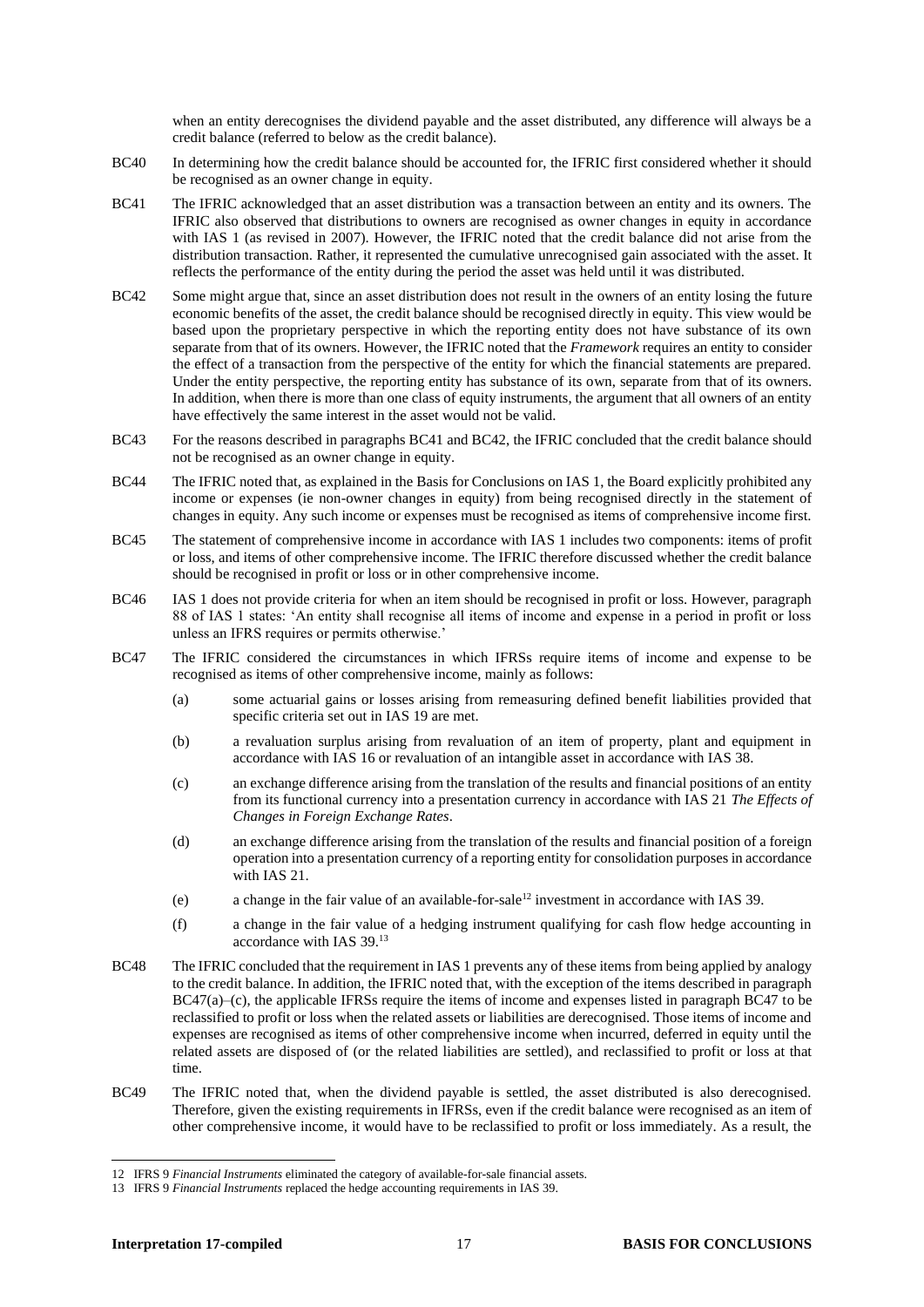when an entity derecognises the dividend payable and the asset distributed, any difference will always be a credit balance (referred to below as the credit balance).

BC40 In determining how the credit balance should be accounted for, the IFRIC first considered whether it should be recognised as an owner change in equity.

BC41 The IFRIC acknowledged that an asset distribution was a transaction between an entity and its owners. The IFRIC also observed that distributions to owners are recognised as owner changes in equity in accordance with IAS 1 (as revised in 2007). However, the IFRIC noted that the credit balance did not arise from the distribution transaction. Rather, it represented the cumulative unrecognised gain associated with the asset. It reflects the performance of the entity during the period the asset was held until it was distributed.

BC42 Some might argue that, since an asset distribution does not result in the owners of an entity losing the future economic benefits of the asset, the credit balance should be recognised directly in equity. This view would be based upon the proprietary perspective in which the reporting entity does not have substance of its own separate from that of its owners. However, the IFRIC noted that the *Framework* requires an entity to consider the effect of a transaction from the perspective of the entity for which the financial statements are prepared. Under the entity perspective, the reporting entity has substance of its own, separate from that of its owners. In addition, when there is more than one class of equity instruments, the argument that all owners of an entity have effectively the same interest in the asset would not be valid.

BC43 For the reasons described in paragraphs BC41 and BC42, the IFRIC concluded that the credit balance should not be recognised as an owner change in equity.

BC44 The IFRIC noted that, as explained in the Basis for Conclusions on IAS 1, the Board explicitly prohibited any income or expenses (ie non-owner changes in equity) from being recognised directly in the statement of changes in equity. Any such income or expenses must be recognised as items of comprehensive income first.

BC45 The statement of comprehensive income in accordance with IAS 1 includes two components: items of profit or loss, and items of other comprehensive income. The IFRIC therefore discussed whether the credit balance should be recognised in profit or loss or in other comprehensive income.

BC46 IAS 1 does not provide criteria for when an item should be recognised in profit or loss. However, paragraph 88 of IAS 1 states: 'An entity shall recognise all items of income and expense in a period in profit or loss unless an IFRS requires or permits otherwise.'

BC47 The IFRIC considered the circumstances in which IFRSs require items of income and expense to be recognised as items of other comprehensive income, mainly as follows:

(a) some actuarial gains or losses arising from remeasuring defined benefit liabilities provided that specific criteria set out in IAS 19 are met.

(b) a revaluation surplus arising from revaluation of an item of property, plant and equipment in accordance with IAS 16 or revaluation of an intangible asset in accordance with IAS 38.

(c) an exchange difference arising from the translation of the results and financial positions of an entity from its functional currency into a presentation currency in accordance with IAS 21 *The Effects of Changes in Foreign Exchange Rates*.

(d) an exchange difference arising from the translation of the results and financial position of a foreign operation into a presentation currency of a reporting entity for consolidation purposes in accordance with IAS 21.

(e) a change in the fair value of an available-for-sale[12] investment in accordance with IAS 39.

(f) a change in the fair value of a hedging instrument qualifying for cash flow hedge accounting in accordance with IAS 39.[13]

BC48 The IFRIC concluded that the requirement in IAS 1 prevents any of these items from being applied by analogy to the credit balance. In addition, the IFRIC noted that, with the exception of the items described in paragraph BC47(a)–(c), the applicable IFRSs require the items of income and expenses listed in paragraph BC47 to be reclassified to profit or loss when the related assets or liabilities are derecognised. Those items of income and expenses are recognised as items of other comprehensive income when incurred, deferred in equity until the related assets are disposed of (or the related liabilities are settled), and reclassified to profit or loss at that time.

BC49 The IFRIC noted that, when the dividend payable is settled, the asset distributed is also derecognised. Therefore, given the existing requirements in IFRSs, even if the credit balance were recognised as an item of other comprehensive income, it would have to be reclassified to profit or loss immediately. As a result, the

---

12 IFRS 9 *Financial Instruments* eliminated the category of available-for-sale financial assets.

13 IFRS 9 *Financial Instruments* replaced the hedge accounting requirements in IAS 39.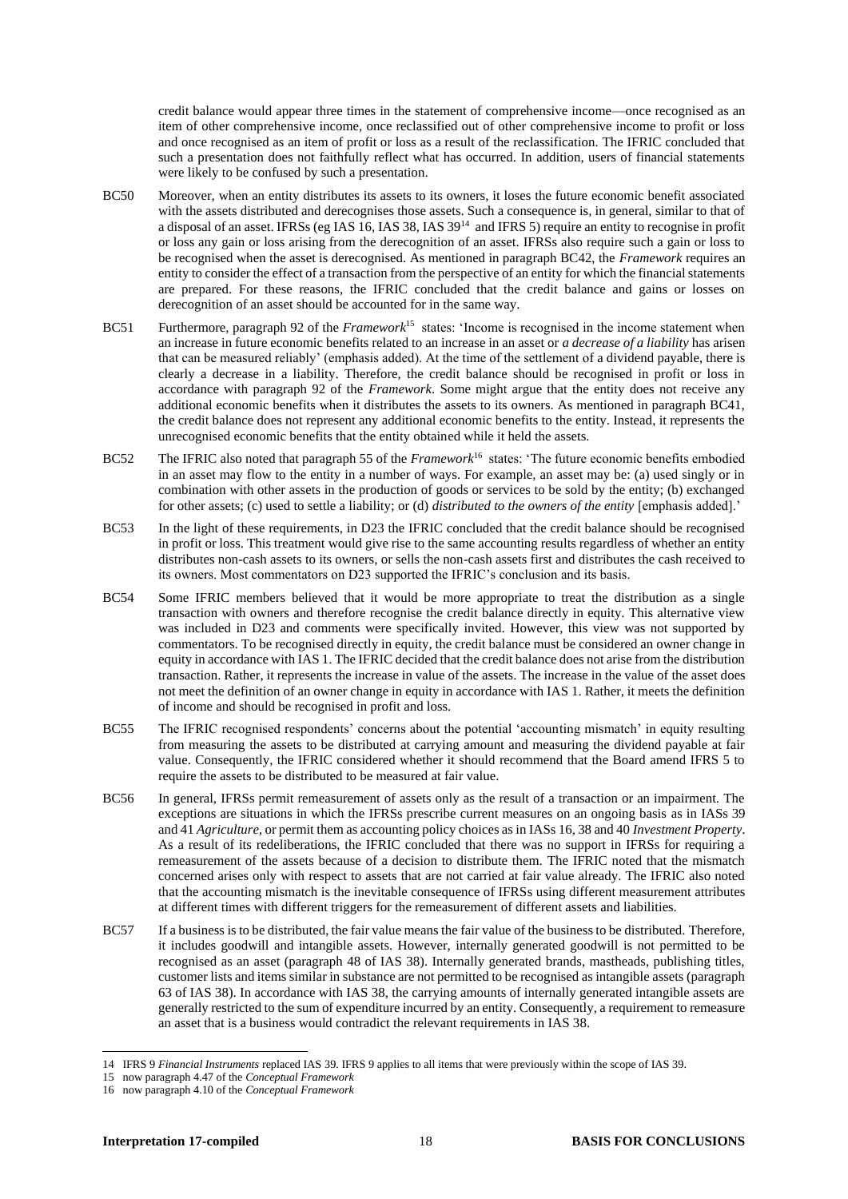credit balance would appear three times in the statement of comprehensive income—once recognised as an item of other comprehensive income, once reclassified out of other comprehensive income to profit or loss and once recognised as an item of profit or loss as a result of the reclassification. The IFRIC concluded that such a presentation does not faithfully reflect what has occurred. In addition, users of financial statements were likely to be confused by such a presentation.

BC50 Moreover, when an entity distributes its assets to its owners, it loses the future economic benefit associated with the assets distributed and derecognises those assets. Such a consequence is, in general, similar to that of a disposal of an asset. IFRSs (eg IAS 16, IAS 38, IAS 39[14] and IFRS 5) require an entity to recognise in profit or loss any gain or loss arising from the derecognition of an asset. IFRSs also require such a gain or loss to be recognised when the asset is derecognised. As mentioned in paragraph BC42, the *Framework* requires an entity to consider the effect of a transaction from the perspective of an entity for which the financial statements are prepared. For these reasons, the IFRIC concluded that the credit balance and gains or losses on derecognition of an asset should be accounted for in the same way.

BC51 Furthermore, paragraph 92 of the *Framework*[15] states: 'Income is recognised in the income statement when an increase in future economic benefits related to an increase in an asset or *a decrease of a liability* has arisen that can be measured reliably' (emphasis added). At the time of the settlement of a dividend payable, there is clearly a decrease in a liability. Therefore, the credit balance should be recognised in profit or loss in accordance with paragraph 92 of the *Framework*. Some might argue that the entity does not receive any additional economic benefits when it distributes the assets to its owners. As mentioned in paragraph BC41, the credit balance does not represent any additional economic benefits to the entity. Instead, it represents the unrecognised economic benefits that the entity obtained while it held the assets.

BC52 The IFRIC also noted that paragraph 55 of the *Framework*[16] states: 'The future economic benefits embodied in an asset may flow to the entity in a number of ways. For example, an asset may be: (a) used singly or in combination with other assets in the production of goods or services to be sold by the entity; (b) exchanged for other assets; (c) used to settle a liability; or (d) *distributed to the owners of the entity* [emphasis added].'

BC53 In the light of these requirements, in D23 the IFRIC concluded that the credit balance should be recognised in profit or loss. This treatment would give rise to the same accounting results regardless of whether an entity distributes non-cash assets to its owners, or sells the non-cash assets first and distributes the cash received to its owners. Most commentators on D23 supported the IFRIC's conclusion and its basis.

BC54 Some IFRIC members believed that it would be more appropriate to treat the distribution as a single transaction with owners and therefore recognise the credit balance directly in equity. This alternative view was included in D23 and comments were specifically invited. However, this view was not supported by commentators. To be recognised directly in equity, the credit balance must be considered an owner change in equity in accordance with IAS 1. The IFRIC decided that the credit balance does not arise from the distribution transaction. Rather, it represents the increase in value of the assets. The increase in the value of the asset does not meet the definition of an owner change in equity in accordance with IAS 1. Rather, it meets the definition of income and should be recognised in profit and loss.

BC55 The IFRIC recognised respondents' concerns about the potential 'accounting mismatch' in equity resulting from measuring the assets to be distributed at carrying amount and measuring the dividend payable at fair value. Consequently, the IFRIC considered whether it should recommend that the Board amend IFRS 5 to require the assets to be distributed to be measured at fair value.

BC56 In general, IFRSs permit remeasurement of assets only as the result of a transaction or an impairment. The exceptions are situations in which the IFRSs prescribe current measures on an ongoing basis as in IASs 39 and 41 *Agriculture*, or permit them as accounting policy choices as in IASs 16, 38 and 40 *Investment Property*. As a result of its redeliberations, the IFRIC concluded that there was no support in IFRSs for requiring a remeasurement of the assets because of a decision to distribute them. The IFRIC noted that the mismatch concerned arises only with respect to assets that are not carried at fair value already. The IFRIC also noted that the accounting mismatch is the inevitable consequence of IFRSs using different measurement attributes at different times with different triggers for the remeasurement of different assets and liabilities.

BC57 If a business is to be distributed, the fair value means the fair value of the business to be distributed. Therefore, it includes goodwill and intangible assets. However, internally generated goodwill is not permitted to be recognised as an asset (paragraph 48 of IAS 38). Internally generated brands, mastheads, publishing titles, customer lists and items similar in substance are not permitted to be recognised as intangible assets (paragraph 63 of IAS 38). In accordance with IAS 38, the carrying amounts of internally generated intangible assets are generally restricted to the sum of expenditure incurred by an entity. Consequently, a requirement to remeasure an asset that is a business would contradict the relevant requirements in IAS 38.

---

[14] IFRS 9 *Financial Instruments* replaced IAS 39. IFRS 9 applies to all items that were previously within the scope of IAS 39.

[15] now paragraph 4.47 of the *Conceptual Framework*

[16] now paragraph 4.10 of the *Conceptual Framework*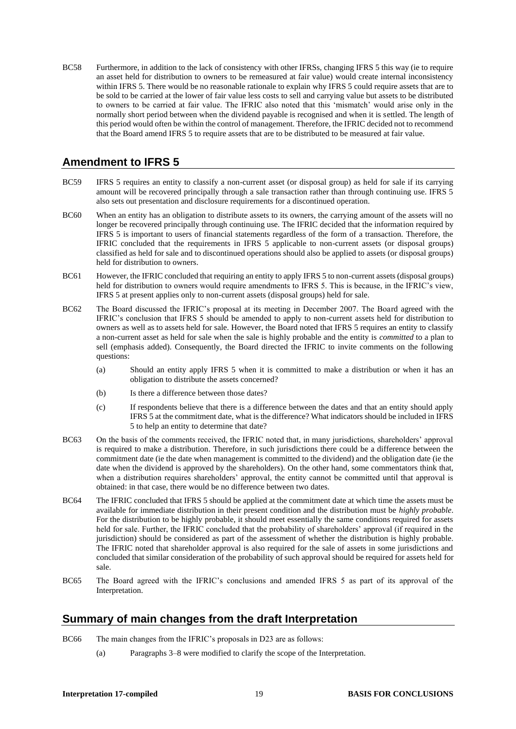BC58 Furthermore, in addition to the lack of consistency with other IFRSs, changing IFRS 5 this way (ie to require an asset held for distribution to owners to be remeasured at fair value) would create internal inconsistency within IFRS 5. There would be no reasonable rationale to explain why IFRS 5 could require assets that are to be sold to be carried at the lower of fair value less costs to sell and carrying value but assets to be distributed to owners to be carried at fair value. The IFRIC also noted that this 'mismatch' would arise only in the normally short period between when the dividend payable is recognised and when it is settled. The length of this period would often be within the control of management. Therefore, the IFRIC decided not to recommend that the Board amend IFRS 5 to require assets that are to be distributed to be measured at fair value.

## Amendment to IFRS 5

BC59 IFRS 5 requires an entity to classify a non-current asset (or disposal group) as held for sale if its carrying amount will be recovered principally through a sale transaction rather than through continuing use. IFRS 5 also sets out presentation and disclosure requirements for a discontinued operation.

BC60 When an entity has an obligation to distribute assets to its owners, the carrying amount of the assets will no longer be recovered principally through continuing use. The IFRIC decided that the information required by IFRS 5 is important to users of financial statements regardless of the form of a transaction. Therefore, the IFRIC concluded that the requirements in IFRS 5 applicable to non-current assets (or disposal groups) classified as held for sale and to discontinued operations should also be applied to assets (or disposal groups) held for distribution to owners.

BC61 However, the IFRIC concluded that requiring an entity to apply IFRS 5 to non-current assets (disposal groups) held for distribution to owners would require amendments to IFRS 5. This is because, in the IFRIC's view, IFRS 5 at present applies only to non-current assets (disposal groups) held for sale.

BC62 The Board discussed the IFRIC's proposal at its meeting in December 2007. The Board agreed with the IFRIC's conclusion that IFRS 5 should be amended to apply to non-current assets held for distribution to owners as well as to assets held for sale. However, the Board noted that IFRS 5 requires an entity to classify a non-current asset as held for sale when the sale is highly probable and the entity is *committed* to a plan to sell (emphasis added). Consequently, the Board directed the IFRIC to invite comments on the following questions:

(a) Should an entity apply IFRS 5 when it is committed to make a distribution or when it has an obligation to distribute the assets concerned?

(b) Is there a difference between those dates?

(c) If respondents believe that there is a difference between the dates and that an entity should apply IFRS 5 at the commitment date, what is the difference? What indicators should be included in IFRS 5 to help an entity to determine that date?

BC63 On the basis of the comments received, the IFRIC noted that, in many jurisdictions, shareholders' approval is required to make a distribution. Therefore, in such jurisdictions there could be a difference between the commitment date (ie the date when management is committed to the dividend) and the obligation date (ie the date when the dividend is approved by the shareholders). On the other hand, some commentators think that, when a distribution requires shareholders' approval, the entity cannot be committed until that approval is obtained: in that case, there would be no difference between two dates.

BC64 The IFRIC concluded that IFRS 5 should be applied at the commitment date at which time the assets must be available for immediate distribution in their present condition and the distribution must be *highly probable*. For the distribution to be highly probable, it should meet essentially the same conditions required for assets held for sale. Further, the IFRIC concluded that the probability of shareholders' approval (if required in the jurisdiction) should be considered as part of the assessment of whether the distribution is highly probable. The IFRIC noted that shareholder approval is also required for the sale of assets in some jurisdictions and concluded that similar consideration of the probability of such approval should be required for assets held for sale.

BC65 The Board agreed with the IFRIC's conclusions and amended IFRS 5 as part of its approval of the Interpretation.

## Summary of main changes from the draft Interpretation

BC66 The main changes from the IFRIC's proposals in D23 are as follows:

(a) Paragraphs 3–8 were modified to clarify the scope of the Interpretation.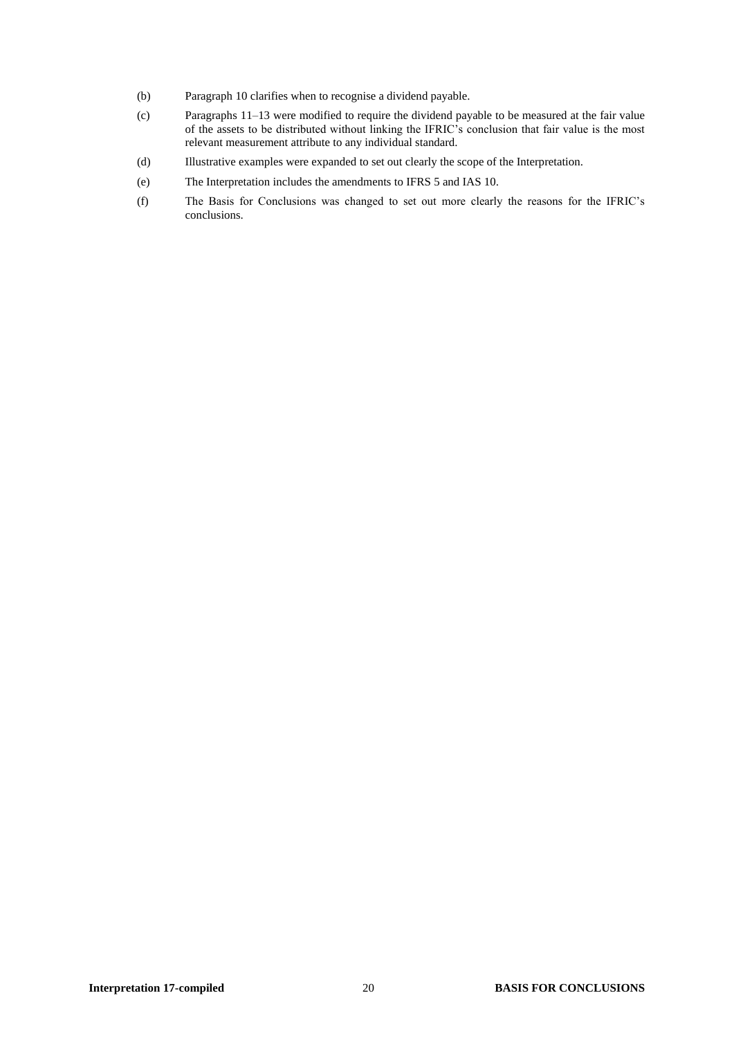(b) Paragraph 10 clarifies when to recognise a dividend payable.

(c) Paragraphs 11–13 were modified to require the dividend payable to be measured at the fair value of the assets to be distributed without linking the IFRIC's conclusion that fair value is the most relevant measurement attribute to any individual standard.

(d) Illustrative examples were expanded to set out clearly the scope of the Interpretation.

(e) The Interpretation includes the amendments to IFRS 5 and IAS 10.

(f) The Basis for Conclusions was changed to set out more clearly the reasons for the IFRIC's conclusions.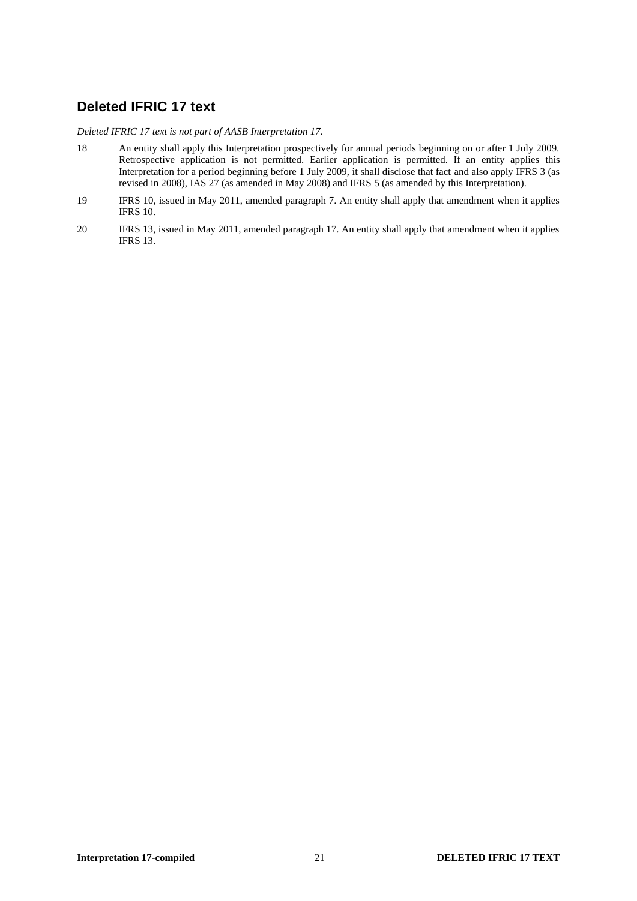## Deleted IFRIC 17 text

*Deleted IFRIC 17 text is not part of AASB Interpretation 17.*

18 An entity shall apply this Interpretation prospectively for annual periods beginning on or after 1 July 2009. Retrospective application is not permitted. Earlier application is permitted. If an entity applies this Interpretation for a period beginning before 1 July 2009, it shall disclose that fact and also apply IFRS 3 (as revised in 2008), IAS 27 (as amended in May 2008) and IFRS 5 (as amended by this Interpretation).

19 IFRS 10, issued in May 2011, amended paragraph 7. An entity shall apply that amendment when it applies IFRS 10.

20 IFRS 13, issued in May 2011, amended paragraph 17. An entity shall apply that amendment when it applies IFRS 13.